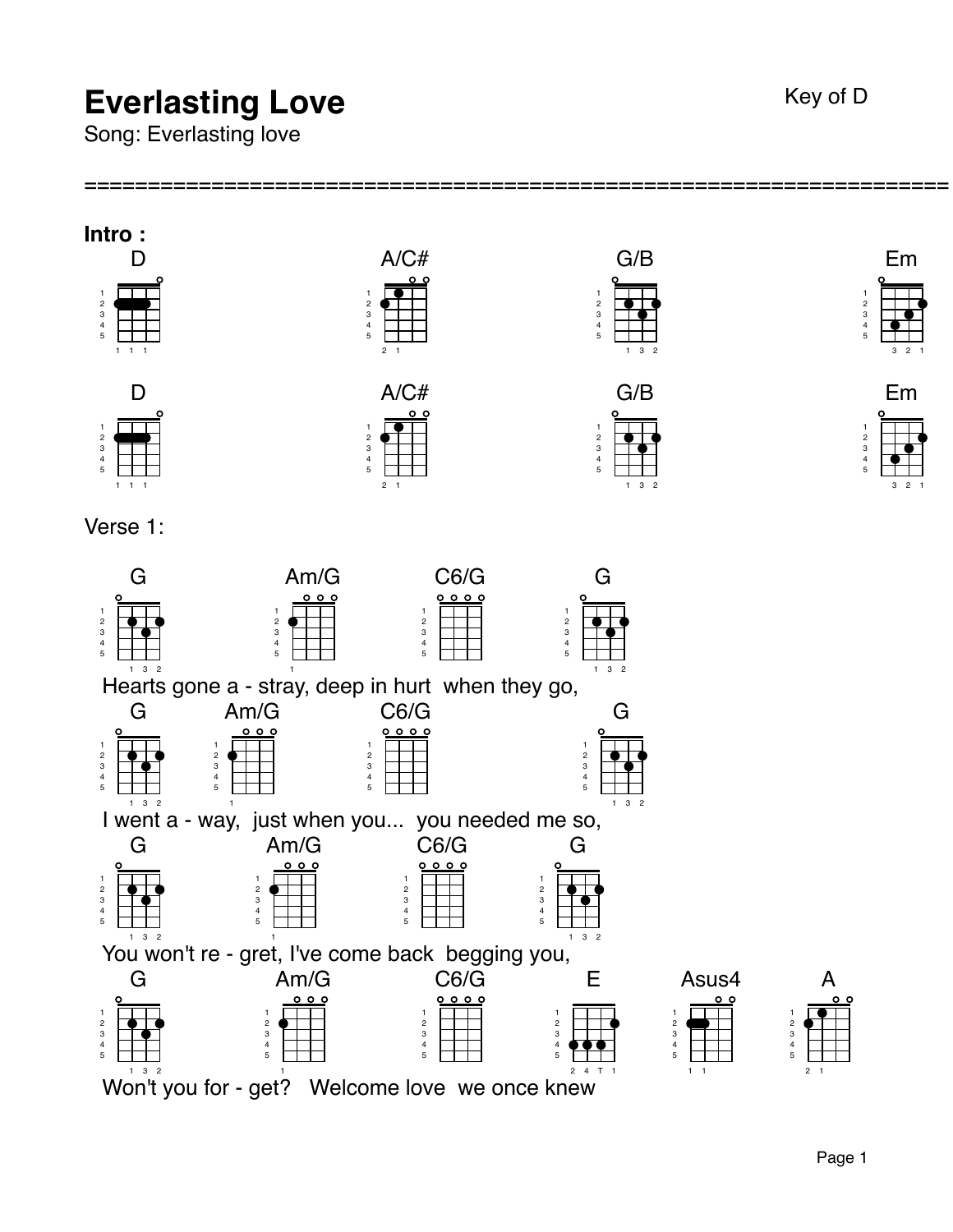# Everlasting Love

Key of D

Song: Everlasting love

==========================================================

**Intro :**

D A/C# G/B Em

D A/C# G/B Em

Verse 1:

G Am/G C6/G G
Hearts gone a - stray, deep in hurt when they go,

G Am/G C6/G G
I went a - way, just when you... you needed me so,

G Am/G C6/G G
You won't re - gret, I've come back begging you,

G Am/G C6/G E Asus4 A
Won't you for - get? Welcome love we once knew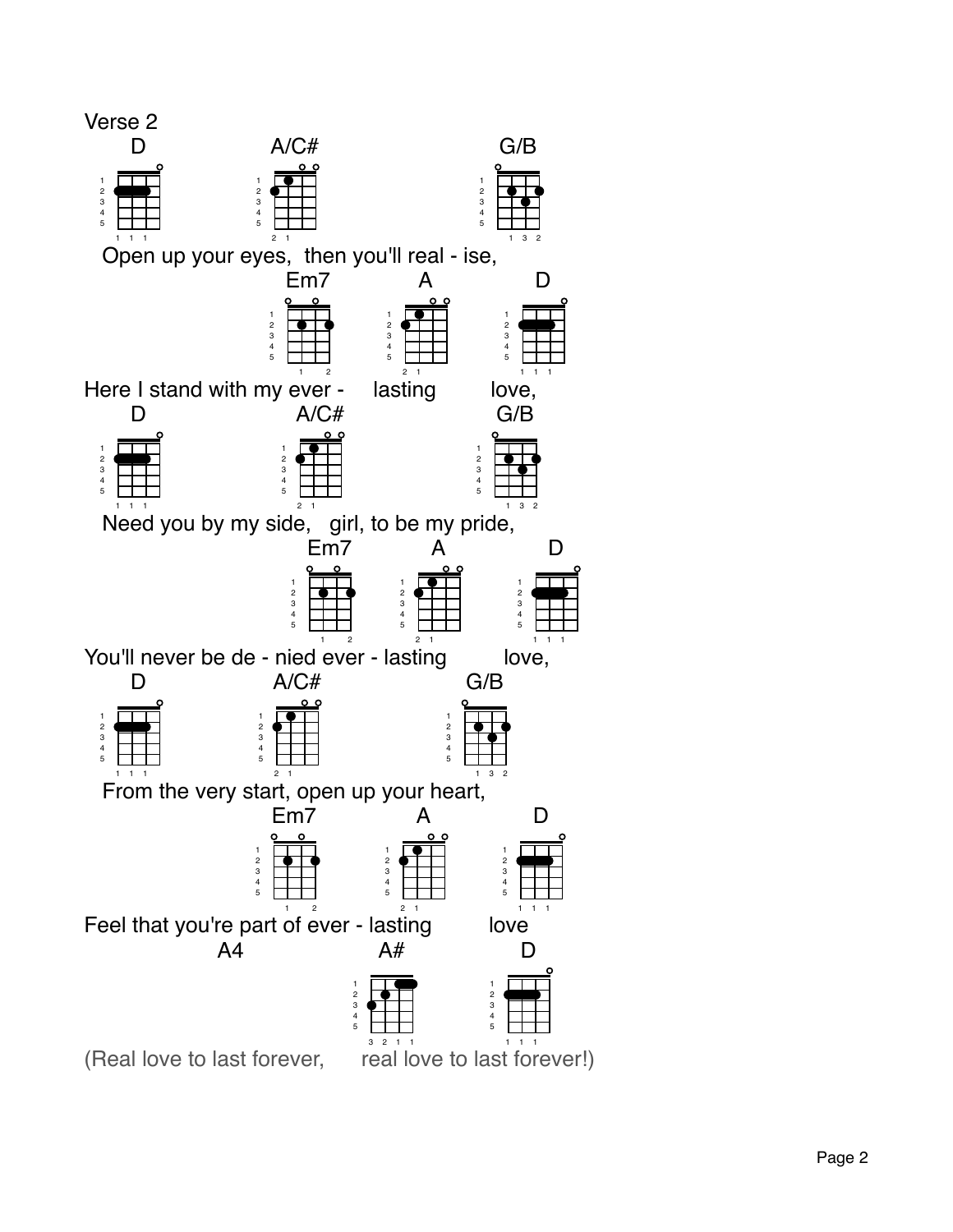## Verse 2

```
  D                A/C#                  G/B
  Open up your eyes,  then you'll real - ise,
                          Em7          A         D
Here I stand with my ever -    lasting       love,
  D                    A/C#                  G/B
  Need you by my side,   girl, to be my pride,
                            Em7          A         D
You'll never be de - nied ever - lasting        love,
  D                A/C#                  G/B
  From the very start, open up your heart,
                          Em7          A         D
Feel that you're part of ever - lasting       love
            A4                  A#        D
(Real love to last forever,      real love to last forever!)
```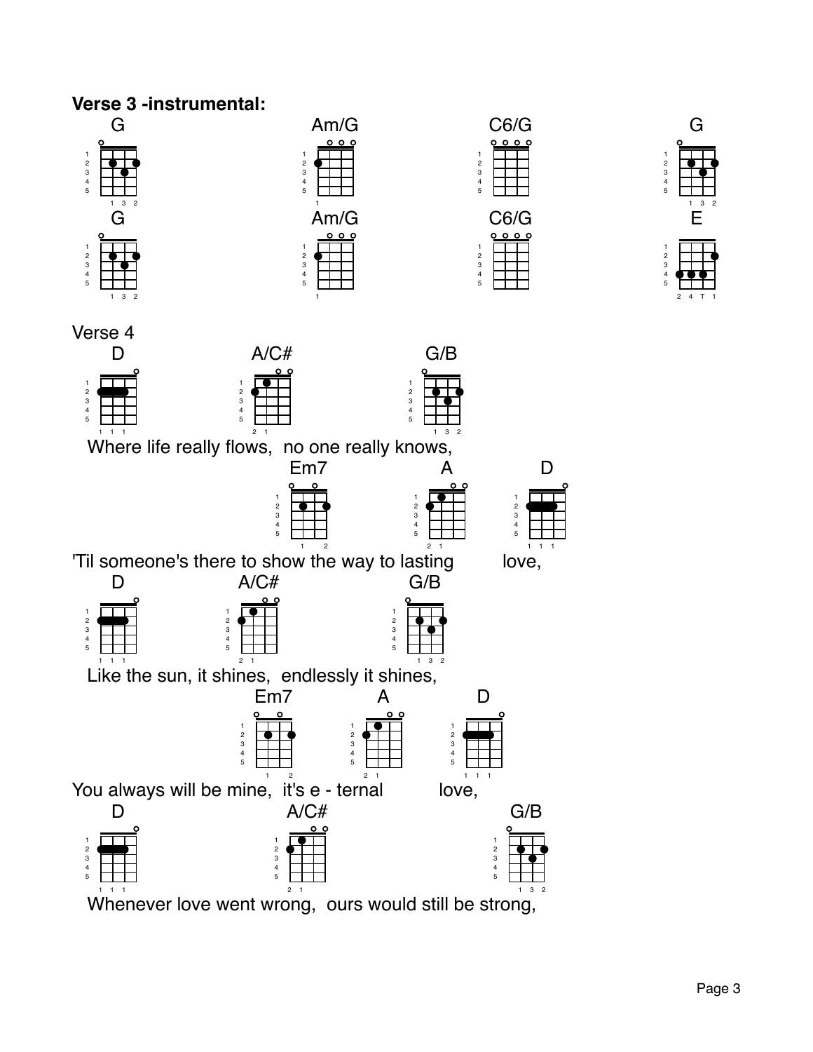**Verse 3 -instrumental:**

G Am/G C6/G G

G Am/G C6/G E

Verse 4

D A/C# G/B

Where life really flows, no one really knows,

Em7 A D

'Til someone's there to show the way to lasting love,

D A/C# G/B

Like the sun, it shines, endlessly it shines,

Em7 A D

You always will be mine, it's e - ternal love,

D A/C# G/B

Whenever love went wrong, ours would still be strong,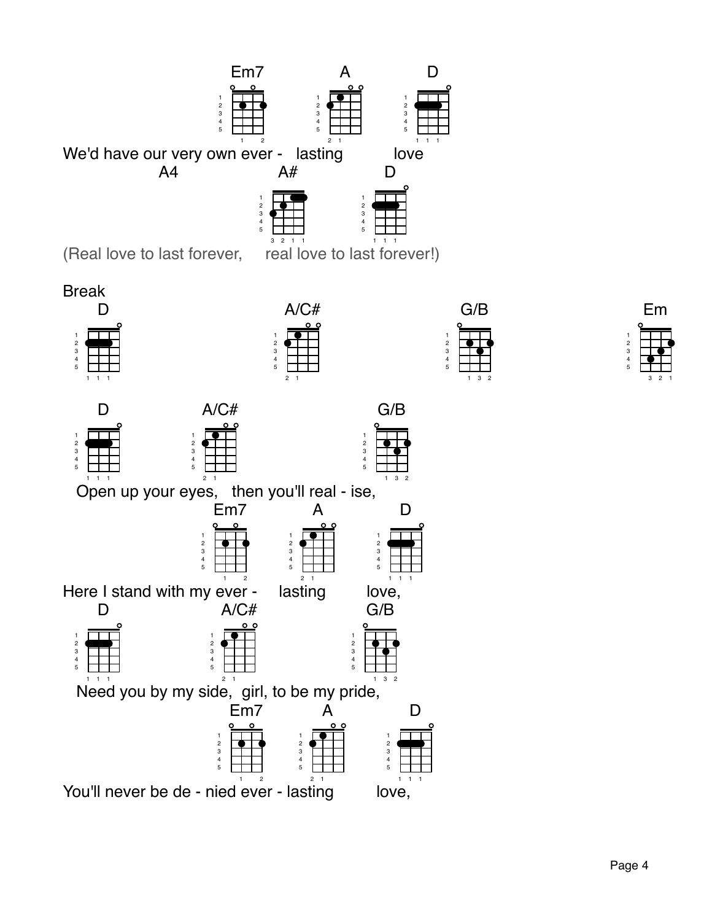```
                    Em7          A          D
We'd have our very own ever -   lasting     love
         A4                  A#          D
(Real love to last forever,    real love to last forever!)

Break
D                    A/C#                 G/B                  Em

D           A/C#              G/B
  Open up your eyes,   then you'll real - ise,
                 Em7          A          D
Here I stand with my ever -   lasting    love,
D                A/C#              G/B
  Need you by my side,  girl, to be my pride,
                  Em7          A          D
You'll never be de - nied ever - lasting    love,
```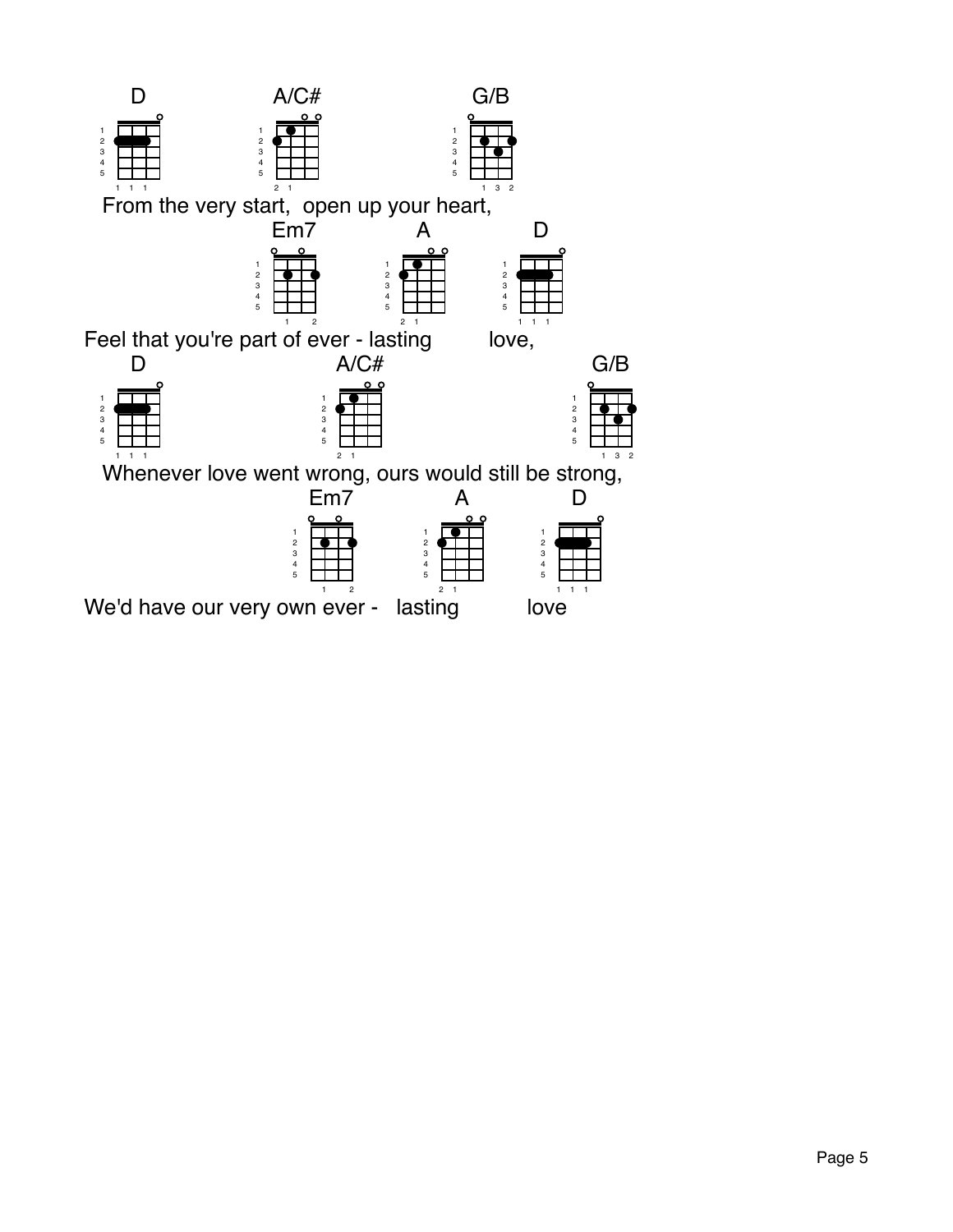D A/C# G/B

From the very start, open up your heart,

Em7 A D

Feel that you're part of ever - lasting love,

D A/C# G/B

Whenever love went wrong, ours would still be strong,

Em7 A D

We'd have our very own ever - lasting love